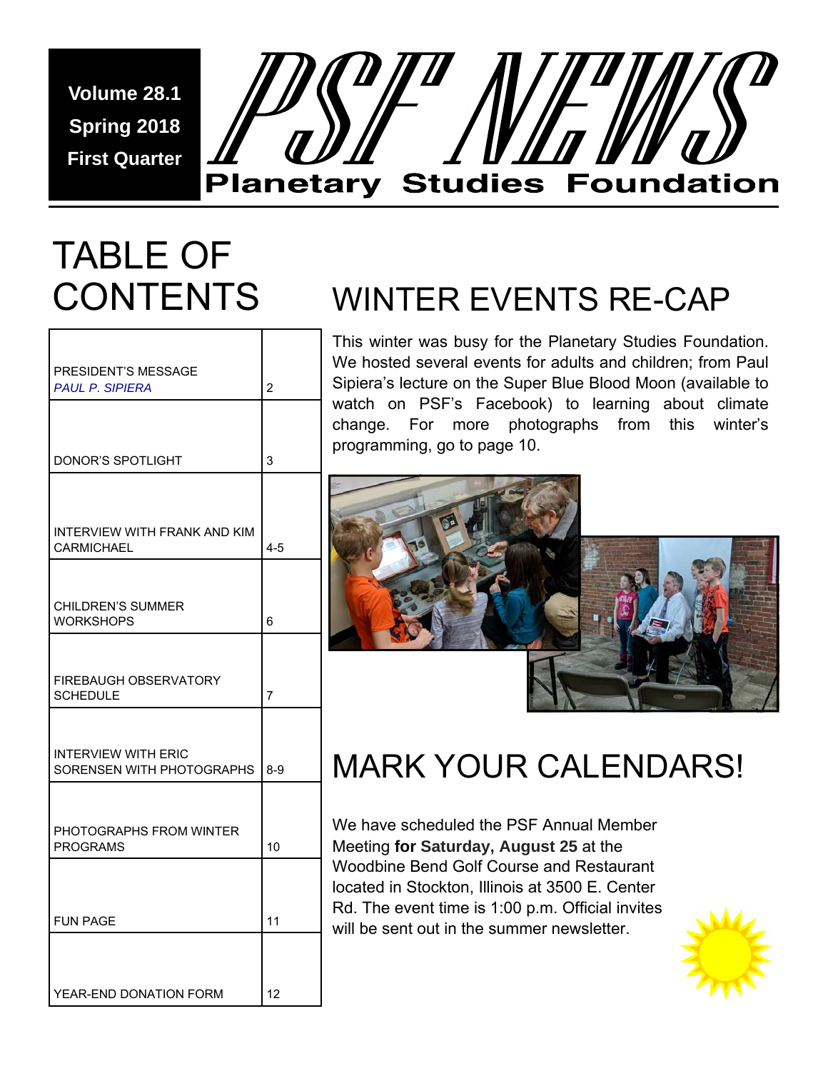Volume 28.1
Spring 2018
First Quarter

# PSF NEWS

## Planetary Studies Foundation

## TABLE OF CONTENTS

| | |
|---|---|
| PRESIDENT'S MESSAGE *PAUL P. SIPIERA* | 2 |
| DONOR'S SPOTLIGHT | 3 |
| INTERVIEW WITH FRANK AND KIM CARMICHAEL | 4-5 |
| CHILDREN'S SUMMER WORKSHOPS | 6 |
| FIREBAUGH OBSERVATORY SCHEDULE | 7 |
| INTERVIEW WITH ERIC SORENSEN WITH PHOTOGRAPHS | 8-9 |
| PHOTOGRAPHS FROM WINTER PROGRAMS | 10 |
| FUN PAGE | 11 |
| YEAR-END DONATION FORM | 12 |

## WINTER EVENTS RE-CAP

This winter was busy for the Planetary Studies Foundation. We hosted several events for adults and children; from Paul Sipiera's lecture on the Super Blue Blood Moon (available to watch on PSF's Facebook) to learning about climate change. For more photographs from this winter's programming, go to page 10.

## MARK YOUR CALENDARS!

We have scheduled the PSF Annual Member Meeting **for Saturday, August 25** at the Woodbine Bend Golf Course and Restaurant located in Stockton, Illinois at 3500 E. Center Rd. The event time is 1:00 p.m. Official invites will be sent out in the summer newsletter.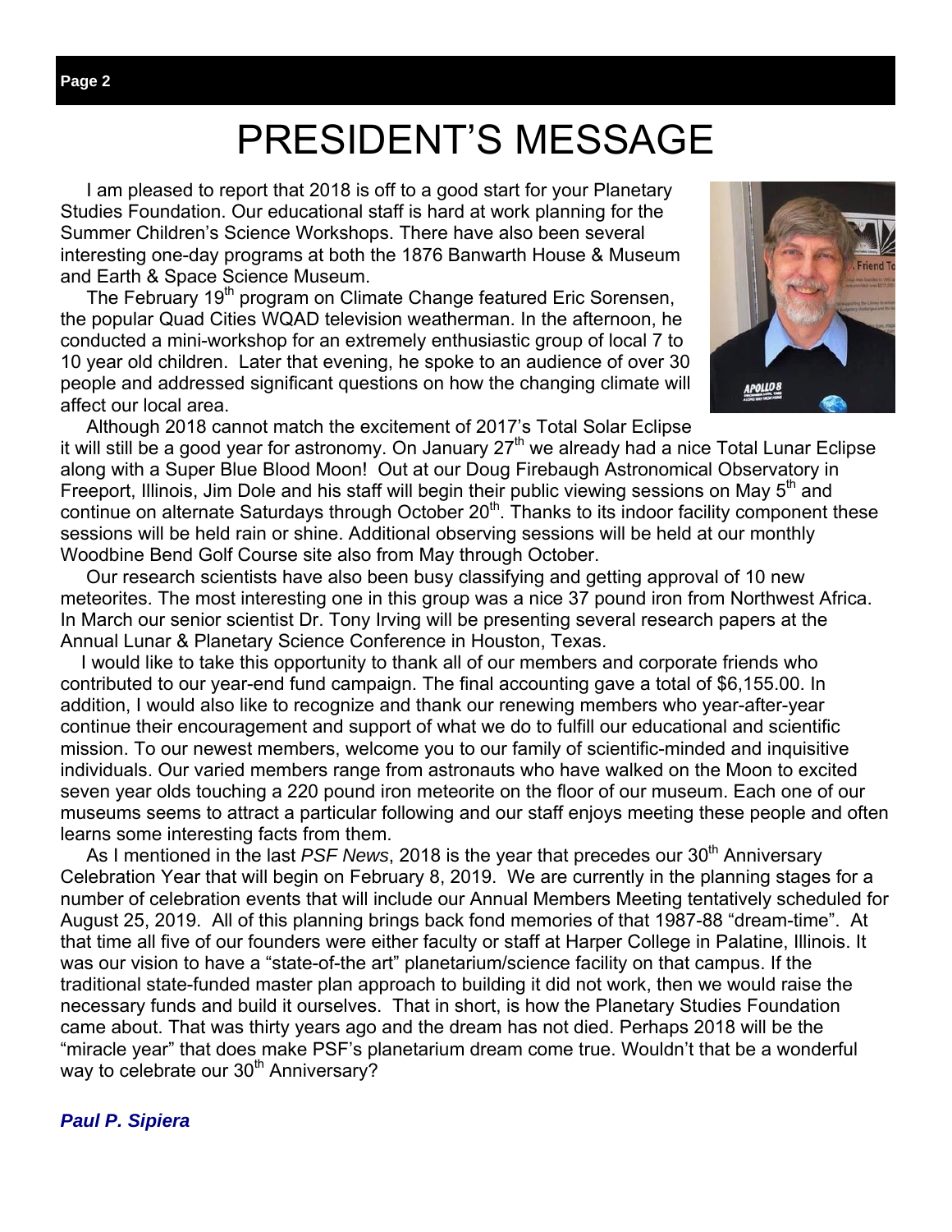# PRESIDENT'S MESSAGE

I am pleased to report that 2018 is off to a good start for your Planetary Studies Foundation. Our educational staff is hard at work planning for the Summer Children's Science Workshops. There have also been several interesting one-day programs at both the 1876 Banwarth House & Museum and Earth & Space Science Museum.

The February 19th program on Climate Change featured Eric Sorensen, the popular Quad Cities WQAD television weatherman. In the afternoon, he conducted a mini-workshop for an extremely enthusiastic group of local 7 to 10 year old children. Later that evening, he spoke to an audience of over 30 people and addressed significant questions on how the changing climate will affect our local area.

Although 2018 cannot match the excitement of 2017's Total Solar Eclipse it will still be a good year for astronomy. On January 27th we already had a nice Total Lunar Eclipse along with a Super Blue Blood Moon! Out at our Doug Firebaugh Astronomical Observatory in Freeport, Illinois, Jim Dole and his staff will begin their public viewing sessions on May 5th and continue on alternate Saturdays through October 20th. Thanks to its indoor facility component these sessions will be held rain or shine. Additional observing sessions will be held at our monthly Woodbine Bend Golf Course site also from May through October.

Our research scientists have also been busy classifying and getting approval of 10 new meteorites. The most interesting one in this group was a nice 37 pound iron from Northwest Africa. In March our senior scientist Dr. Tony Irving will be presenting several research papers at the Annual Lunar & Planetary Science Conference in Houston, Texas.

I would like to take this opportunity to thank all of our members and corporate friends who contributed to our year-end fund campaign. The final accounting gave a total of $6,155.00. In addition, I would also like to recognize and thank our renewing members who year-after-year continue their encouragement and support of what we do to fulfill our educational and scientific mission. To our newest members, welcome you to our family of scientific-minded and inquisitive individuals. Our varied members range from astronauts who have walked on the Moon to excited seven year olds touching a 220 pound iron meteorite on the floor of our museum. Each one of our museums seems to attract a particular following and our staff enjoys meeting these people and often learns some interesting facts from them.

As I mentioned in the last *PSF News*, 2018 is the year that precedes our 30th Anniversary Celebration Year that will begin on February 8, 2019. We are currently in the planning stages for a number of celebration events that will include our Annual Members Meeting tentatively scheduled for August 25, 2019. All of this planning brings back fond memories of that 1987-88 "dream-time". At that time all five of our founders were either faculty or staff at Harper College in Palatine, Illinois. It was our vision to have a "state-of-the art" planetarium/science facility on that campus. If the traditional state-funded master plan approach to building it did not work, then we would raise the necessary funds and build it ourselves. That in short, is how the Planetary Studies Foundation came about. That was thirty years ago and the dream has not died. Perhaps 2018 will be the "miracle year" that does make PSF's planetarium dream come true. Wouldn't that be a wonderful way to celebrate our 30th Anniversary?

***Paul P. Sipiera***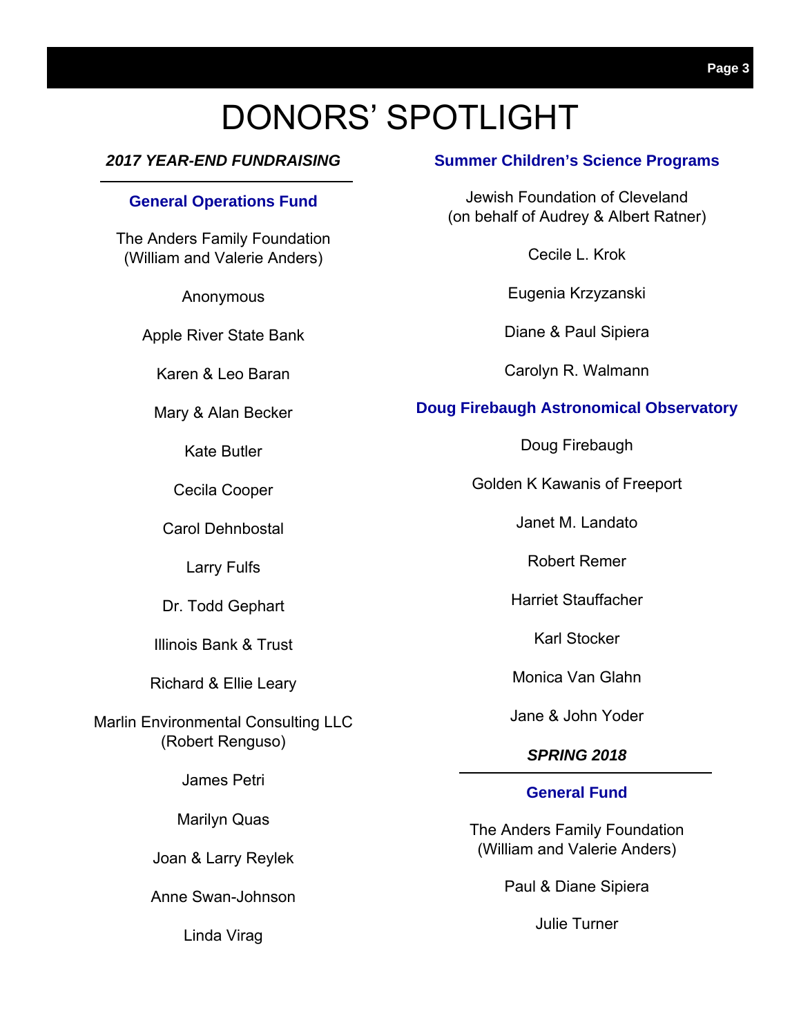# DONORS' SPOTLIGHT

***2017 YEAR-END FUNDRAISING***

### General Operations Fund

The Anders Family Foundation
(William and Valerie Anders)

Anonymous

Apple River State Bank

Karen & Leo Baran

Mary & Alan Becker

Kate Butler

Cecila Cooper

Carol Dehnbostal

Larry Fulfs

Dr. Todd Gephart

Illinois Bank & Trust

Richard & Ellie Leary

Marlin Environmental Consulting LLC
(Robert Renguso)

James Petri

Marilyn Quas

Joan & Larry Reylek

Anne Swan-Johnson

Linda Virag

### Summer Children's Science Programs

Jewish Foundation of Cleveland
(on behalf of Audrey & Albert Ratner)

Cecile L. Krok

Eugenia Krzyzanski

Diane & Paul Sipiera

Carolyn R. Walmann

### Doug Firebaugh Astronomical Observatory

Doug Firebaugh

Golden K Kawanis of Freeport

Janet M. Landato

Robert Remer

Harriet Stauffacher

Karl Stocker

Monica Van Glahn

Jane & John Yoder

***SPRING 2018***

### General Fund

The Anders Family Foundation
(William and Valerie Anders)

Paul & Diane Sipiera

Julie Turner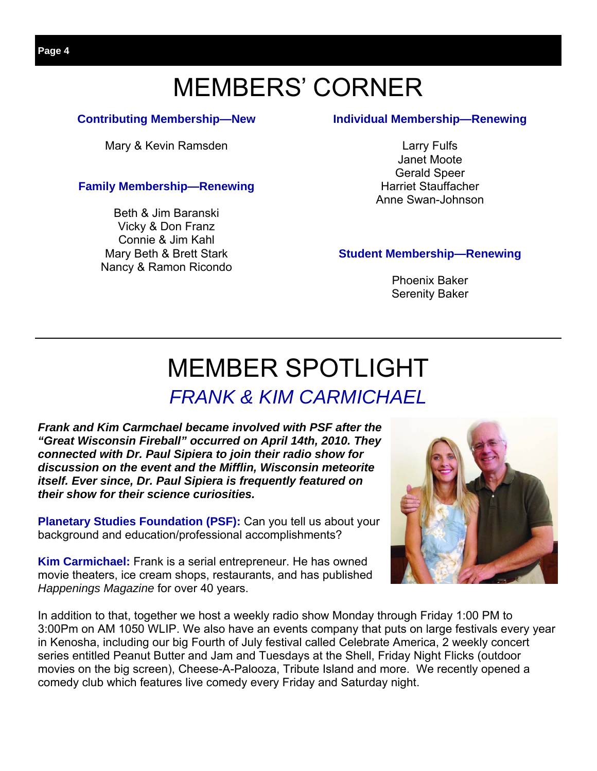# MEMBERS' CORNER

### Contributing Membership—New

Mary & Kevin Ramsden

### Family Membership—Renewing

Beth & Jim Baranski
Vicky & Don Franz
Connie & Jim Kahl
Mary Beth & Brett Stark
Nancy & Ramon Ricondo

### Individual Membership—Renewing

Larry Fulfs
Janet Moote
Gerald Speer
Harriet Stauffacher
Anne Swan-Johnson

### Student Membership—Renewing

Phoenix Baker
Serenity Baker

---

# MEMBER SPOTLIGHT

## *FRANK & KIM CARMICHAEL*

***Frank and Kim Carmchael became involved with PSF after the "Great Wisconsin Fireball" occurred on April 14th, 2010. They connected with Dr. Paul Sipiera to join their radio show for discussion on the event and the Mifflin, Wisconsin meteorite itself. Ever since, Dr. Paul Sipiera is frequently featured on their show for their science curiosities.***

**Planetary Studies Foundation (PSF):** Can you tell us about your background and education/professional accomplishments?

**Kim Carmichael:** Frank is a serial entrepreneur. He has owned movie theaters, ice cream shops, restaurants, and has published *Happenings Magazine* for over 40 years.

In addition to that, together we host a weekly radio show Monday through Friday 1:00 PM to 3:00Pm on AM 1050 WLIP. We also have an events company that puts on large festivals every year in Kenosha, including our big Fourth of July festival called Celebrate America, 2 weekly concert series entitled Peanut Butter and Jam and Tuesdays at the Shell, Friday Night Flicks (outdoor movies on the big screen), Cheese-A-Palooza, Tribute Island and more. We recently opened a comedy club which features live comedy every Friday and Saturday night.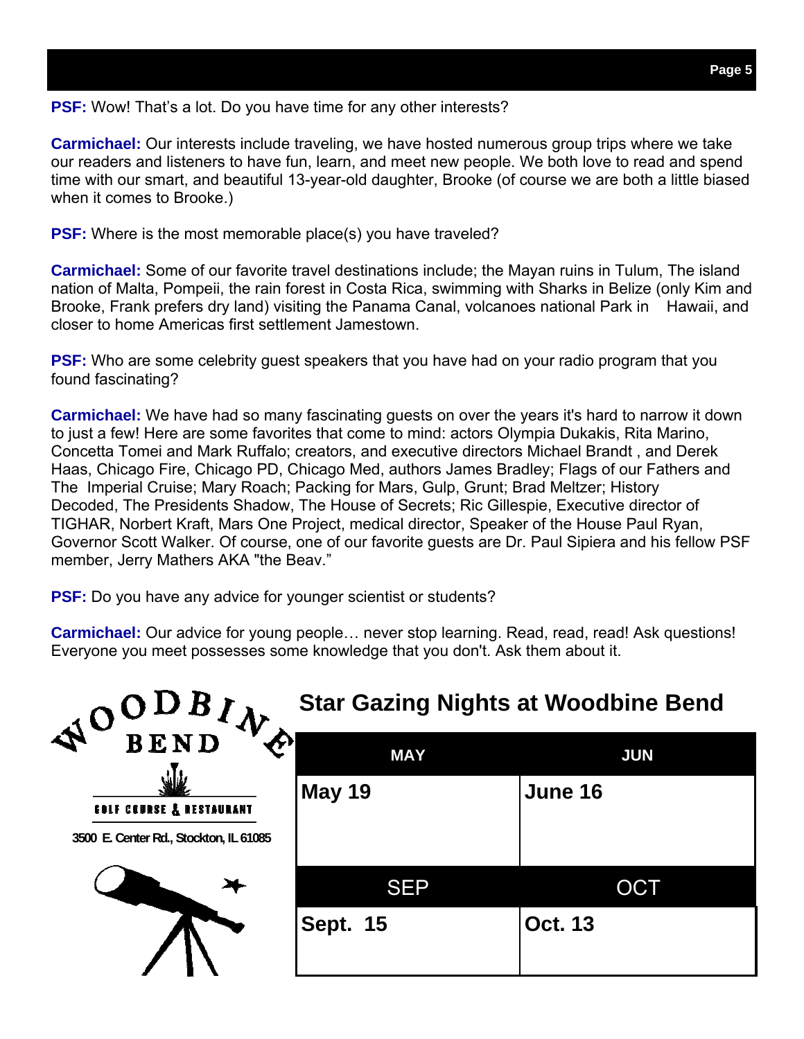**PSF:** Wow! That's a lot. Do you have time for any other interests?

**Carmichael:** Our interests include traveling, we have hosted numerous group trips where we take our readers and listeners to have fun, learn, and meet new people. We both love to read and spend time with our smart, and beautiful 13-year-old daughter, Brooke (of course we are both a little biased when it comes to Brooke.)

**PSF:** Where is the most memorable place(s) you have traveled?

**Carmichael:** Some of our favorite travel destinations include; the Mayan ruins in Tulum, The island nation of Malta, Pompeii, the rain forest in Costa Rica, swimming with Sharks in Belize (only Kim and Brooke, Frank prefers dry land) visiting the Panama Canal, volcanoes national Park in Hawaii, and closer to home Americas first settlement Jamestown.

**PSF:** Who are some celebrity guest speakers that you have had on your radio program that you found fascinating?

**Carmichael:** We have had so many fascinating guests on over the years it's hard to narrow it down to just a few! Here are some favorites that come to mind: actors Olympia Dukakis, Rita Marino, Concetta Tomei and Mark Ruffalo; creators, and executive directors Michael Brandt , and Derek Haas, Chicago Fire, Chicago PD, Chicago Med, authors James Bradley; Flags of our Fathers and The Imperial Cruise; Mary Roach; Packing for Mars, Gulp, Grunt; Brad Meltzer; History Decoded, The Presidents Shadow, The House of Secrets; Ric Gillespie, Executive director of TIGHAR, Norbert Kraft, Mars One Project, medical director, Speaker of the House Paul Ryan, Governor Scott Walker. Of course, one of our favorite guests are Dr. Paul Sipiera and his fellow PSF member, Jerry Mathers AKA "the Beav."

**PSF:** Do you have any advice for younger scientist or students?

**Carmichael:** Our advice for young people… never stop learning. Read, read, read! Ask questions! Everyone you meet possesses some knowledge that you don't. Ask them about it.

WOODBINE BEND
GOLF COURSE & RESTAURANT
3500 E. Center Rd., Stockton, IL 61085

## Star Gazing Nights at Woodbine Bend

| MAY | JUN |
| --- | --- |
| **May 19** | **June 16** |
| **SEP** | **OCT** |
| **Sept. 15** | **Oct. 13** |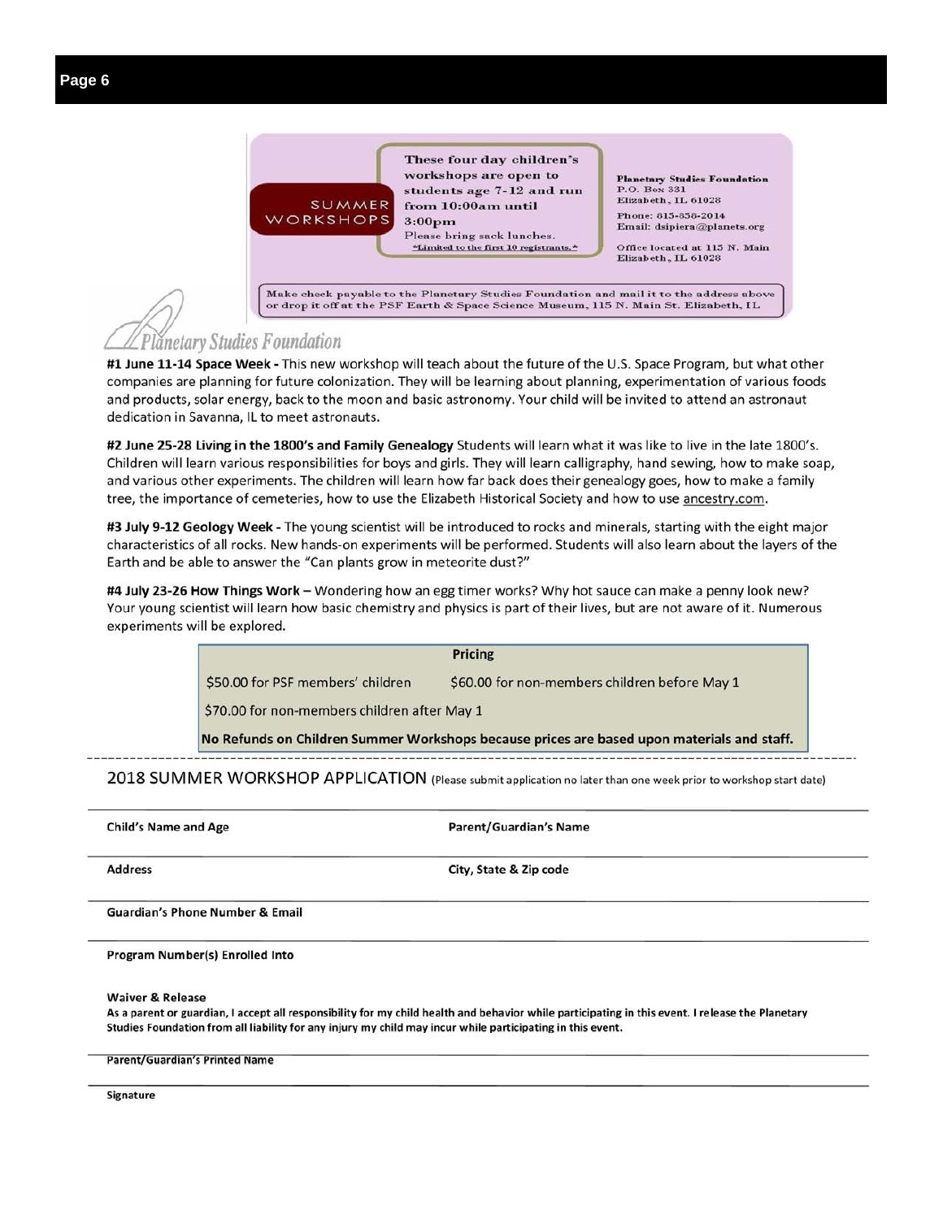**SUMMER WORKSHOPS**

These four day children's workshops are open to students age 7-12 and run from 10:00am until 3:00pm
Please bring sack lunches.
*Limited to the first 10 registrants.*

**Planetary Studies Foundation**
P.O. Box 331
Elizabeth, IL 61028
Phone: 815-858-2014
Email: dsipiera@planets.org
Office located at 115 N. Main
Elizabeth, IL 61028

Make check payable to the Planetary Studies Foundation and mail it to the address above or drop it off at the PSF Earth & Space Science Museum, 115 N. Main St. Elizabeth, IL

*Planetary Studies Foundation*

**#1 June 11-14 Space Week -** This new workshop will teach about the future of the U.S. Space Program, but what other companies are planning for future colonization. They will be learning about planning, experimentation of various foods and products, solar energy, back to the moon and basic astronomy. Your child will be invited to attend an astronaut dedication in Savanna, IL to meet astronauts.

**#2 June 25-28 Living in the 1800's and Family Genealogy** Students will learn what it was like to live in the late 1800's. Children will learn various responsibilities for boys and girls. They will learn calligraphy, hand sewing, how to make soap, and various other experiments. The children will learn how far back does their genealogy goes, how to make a family tree, the importance of cemeteries, how to use the Elizabeth Historical Society and how to use ancestry.com.

**#3 July 9-12 Geology Week -** The young scientist will be introduced to rocks and minerals, starting with the eight major characteristics of all rocks. New hands-on experiments will be performed. Students will also learn about the layers of the Earth and be able to answer the "Can plants grow in meteorite dust?"

**#4 July 23-26 How Things Work –** Wondering how an egg timer works? Why hot sauce can make a penny look new? Your young scientist will learn how basic chemistry and physics is part of their lives, but are not aware of it. Numerous experiments will be explored.

| Pricing | |
|---|---|
| $50.00 for PSF members' children | $60.00 for non-members children before May 1 |
| $70.00 for non-members children after May 1 | |
| **No Refunds on Children Summer Workshops because prices are based upon materials and staff.** | |

---

## 2018 SUMMER WORKSHOP APPLICATION (Please submit application no later than one week prior to workshop start date)

**Child's Name and Age** **Parent/Guardian's Name**

**Address** **City, State & Zip code**

**Guardian's Phone Number & Email**

**Program Number(s) Enrolled Into**

**Waiver & Release**
**As a parent or guardian, I accept all responsibility for my child health and behavior while participating in this event. I release the Planetary Studies Foundation from all liability for any injury my child may incur while participating in this event.**

**Parent/Guardian's Printed Name**

**Signature**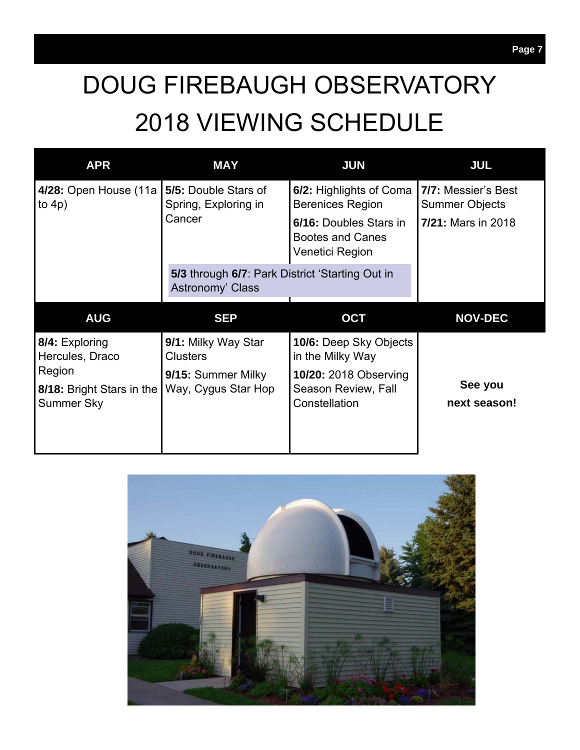# DOUG FIREBAUGH OBSERVATORY 2018 VIEWING SCHEDULE

| APR | MAY | JUN | JUL |
|---|---|---|---|
| **4/28:** Open House (11a to 4p) | **5/5:** Double Stars of Spring, Exploring in Cancer | **6/2:** Highlights of Coma Berenices Region<br>**6/16:** Doubles Stars in Bootes and Canes Venetici Region | **7/7:** Messier's Best Summer Objects<br>**7/21:** Mars in 2018 |
| | **5/3** through **6/7**: Park District 'Starting Out in Astronomy' Class | | |

| AUG | SEP | OCT | NOV-DEC |
|---|---|---|---|
| **8/4:** Exploring Hercules, Draco Region<br>**8/18:** Bright Stars in the Summer Sky | **9/1:** Milky Way Star Clusters<br>**9/15:** Summer Milky Way, Cygus Star Hop | **10/6:** Deep Sky Objects in the Milky Way<br>**10/20:** 2018 Observing Season Review, Fall Constellation | **See you next season!** |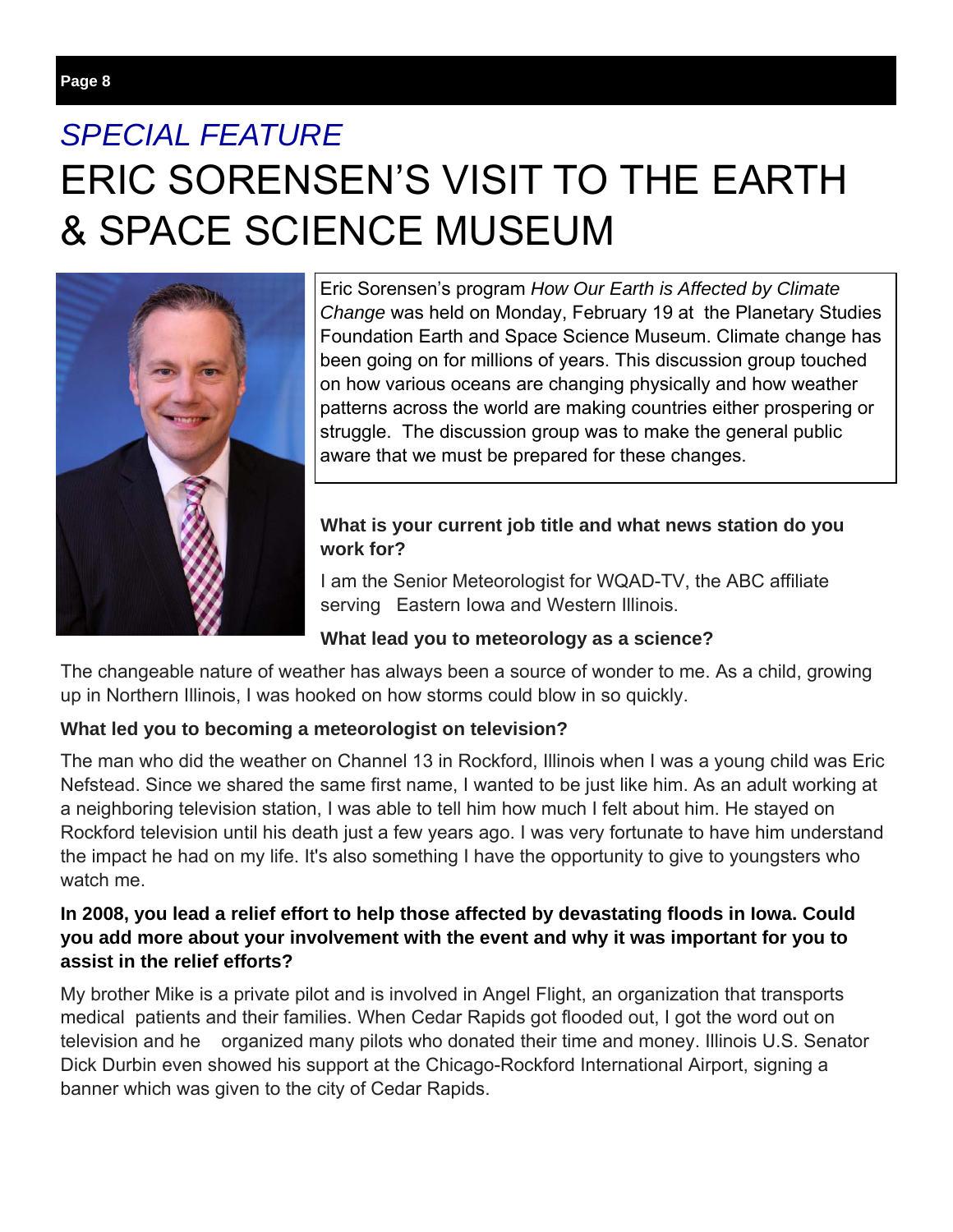*SPECIAL FEATURE*

# ERIC SORENSEN'S VISIT TO THE EARTH & SPACE SCIENCE MUSEUM

Eric Sorensen's program *How Our Earth is Affected by Climate Change* was held on Monday, February 19 at the Planetary Studies Foundation Earth and Space Science Museum. Climate change has been going on for millions of years. This discussion group touched on how various oceans are changing physically and how weather patterns across the world are making countries either prospering or struggle. The discussion group was to make the general public aware that we must be prepared for these changes.

**What is your current job title and what news station do you work for?**

I am the Senior Meteorologist for WQAD-TV, the ABC affiliate serving Eastern Iowa and Western Illinois.

**What lead you to meteorology as a science?**

The changeable nature of weather has always been a source of wonder to me. As a child, growing up in Northern Illinois, I was hooked on how storms could blow in so quickly.

**What led you to becoming a meteorologist on television?**

The man who did the weather on Channel 13 in Rockford, Illinois when I was a young child was Eric Nefstead. Since we shared the same first name, I wanted to be just like him. As an adult working at a neighboring television station, I was able to tell him how much I felt about him. He stayed on Rockford television until his death just a few years ago. I was very fortunate to have him understand the impact he had on my life. It's also something I have the opportunity to give to youngsters who watch me.

**In 2008, you lead a relief effort to help those affected by devastating floods in Iowa. Could you add more about your involvement with the event and why it was important for you to assist in the relief efforts?**

My brother Mike is a private pilot and is involved in Angel Flight, an organization that transports medical patients and their families. When Cedar Rapids got flooded out, I got the word out on television and he organized many pilots who donated their time and money. Illinois U.S. Senator Dick Durbin even showed his support at the Chicago-Rockford International Airport, signing a banner which was given to the city of Cedar Rapids.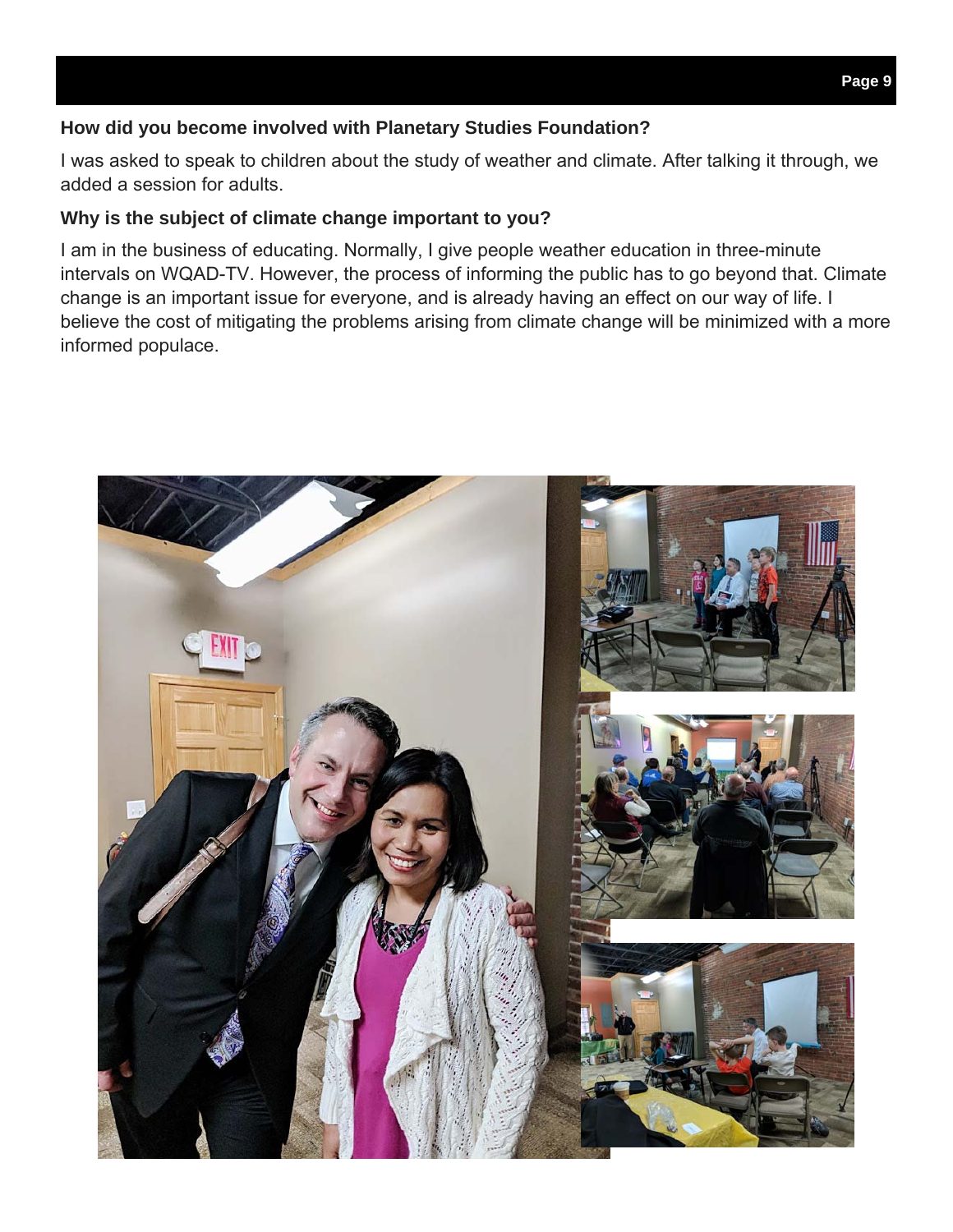**How did you become involved with Planetary Studies Foundation?**

I was asked to speak to children about the study of weather and climate. After talking it through, we added a session for adults.

**Why is the subject of climate change important to you?**

I am in the business of educating. Normally, I give people weather education in three-minute intervals on WQAD-TV. However, the process of informing the public has to go beyond that. Climate change is an important issue for everyone, and is already having an effect on our way of life. I believe the cost of mitigating the problems arising from climate change will be minimized with a more informed populace.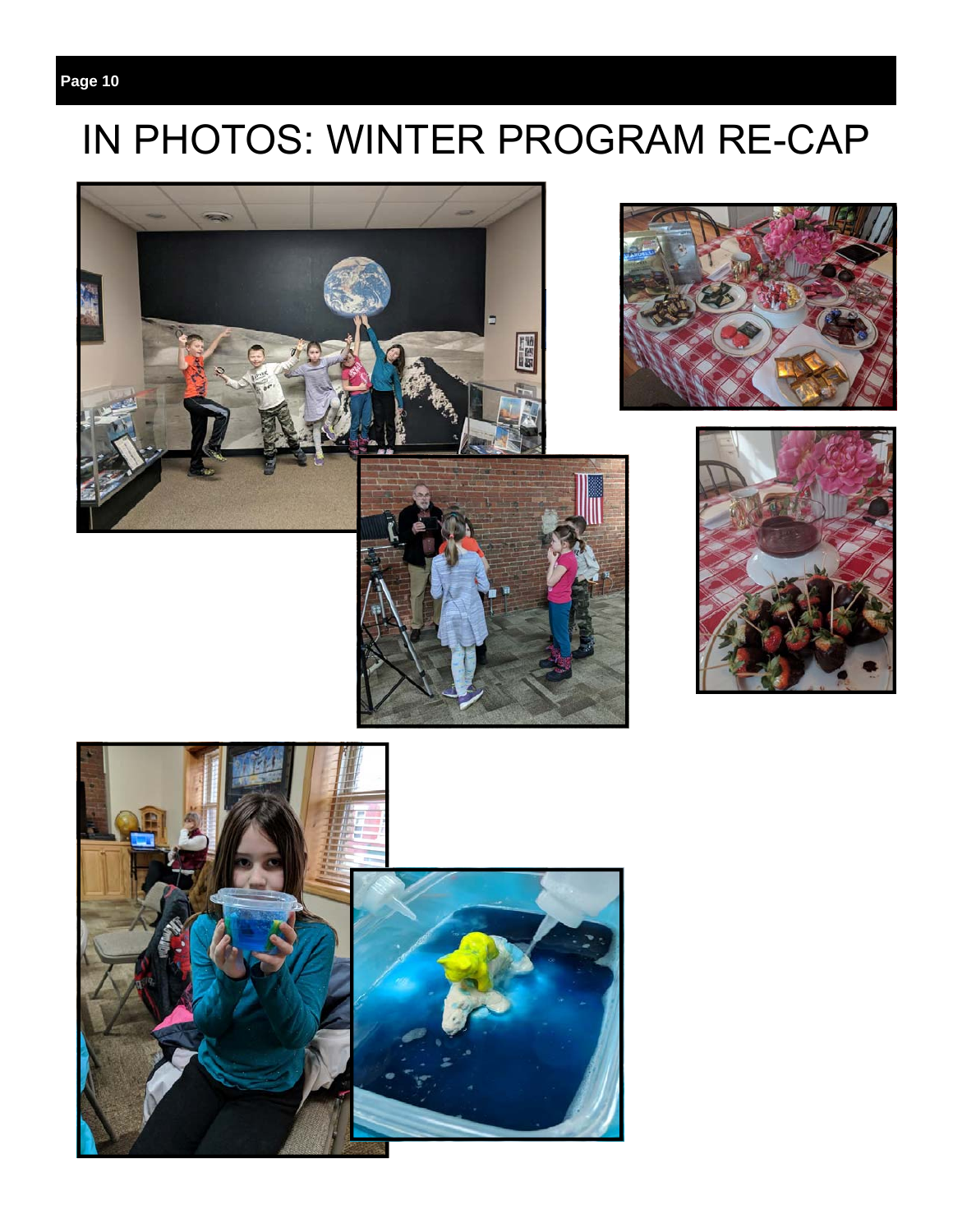# IN PHOTOS: WINTER PROGRAM RE-CAP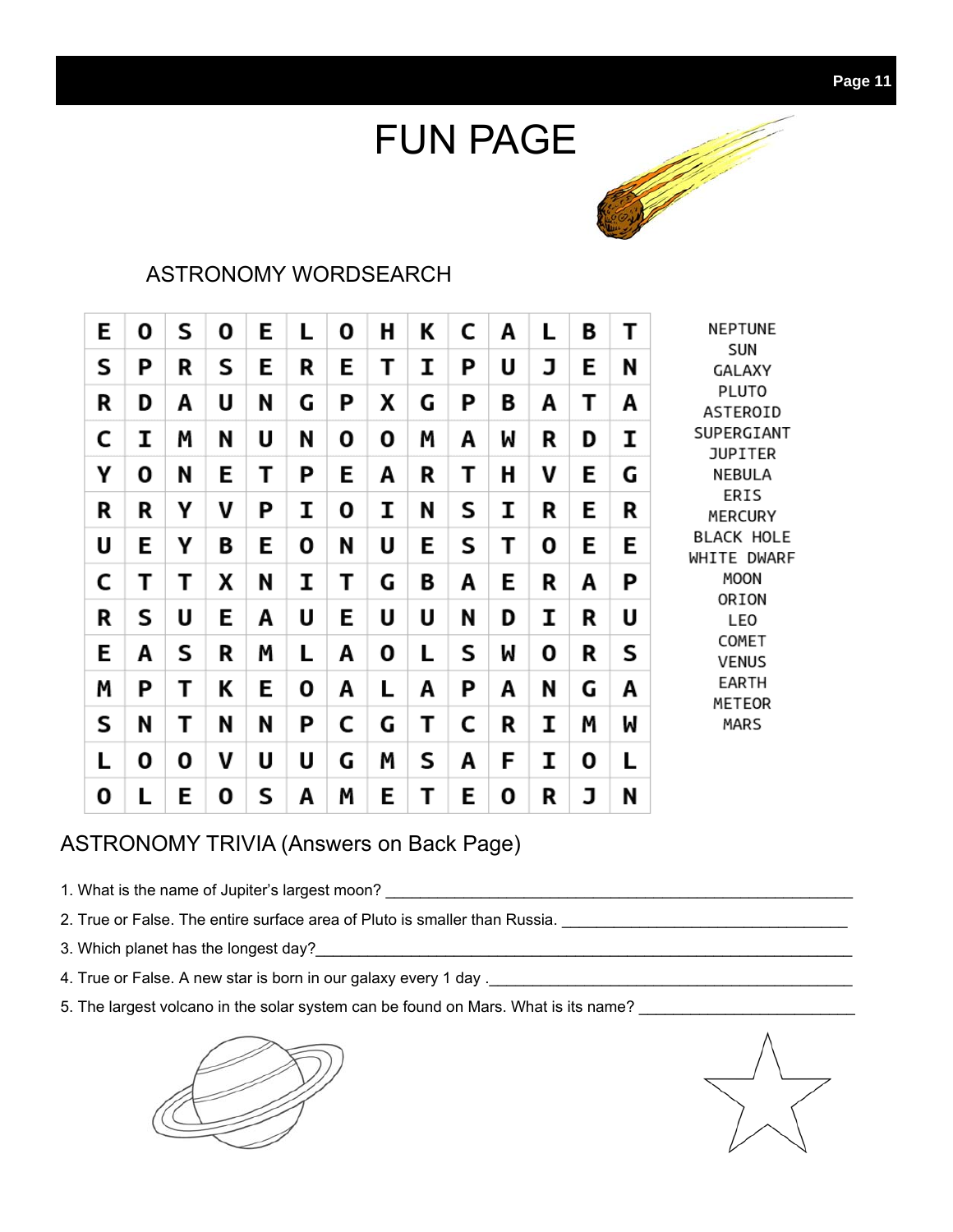# FUN PAGE

## ASTRONOMY WORDSEARCH

| | | | | | | | | | | | | | |
|---|---|---|---|---|---|---|---|---|---|---|---|---|---|
| E | O | S | O | E | L | O | H | K | C | A | L | B | T |
| S | P | R | S | E | R | E | T | I | P | U | J | E | N |
| R | D | A | U | N | G | P | X | G | P | B | A | T | A |
| C | I | M | N | U | N | O | O | M | A | W | R | D | I |
| Y | O | N | E | T | P | E | A | R | T | H | V | E | G |
| R | R | Y | V | P | I | O | I | N | S | I | R | E | R |
| U | E | Y | B | E | O | N | U | E | S | T | O | E | E |
| C | T | T | X | N | I | T | G | B | A | E | R | A | P |
| R | S | U | E | A | U | E | U | U | N | D | I | R | U |
| E | A | S | R | M | L | A | O | L | S | W | O | R | S |
| M | P | T | K | E | O | A | L | A | P | A | N | G | A |
| S | N | T | N | N | P | C | G | T | C | R | I | M | W |
| L | O | O | V | U | U | G | M | S | A | F | I | O | L |
| O | L | E | O | S | A | M | E | T | E | O | R | J | N |

NEPTUNE
SUN
GALAXY
PLUTO
ASTEROID
SUPERGIANT
JUPITER
NEBULA
ERIS
MERCURY
BLACK HOLE
WHITE DWARF
MOON
ORION
LEO
COMET
VENUS
EARTH
METEOR
MARS

## ASTRONOMY TRIVIA (Answers on Back Page)

1. What is the name of Jupiter's largest moon? ______________________________
2. True or False. The entire surface area of Pluto is smaller than Russia. ______________________________
3. Which planet has the longest day?______________________________
4. True or False. A new star is born in our galaxy every 1 day .______________________________
5. The largest volcano in the solar system can be found on Mars. What is its name? ______________________________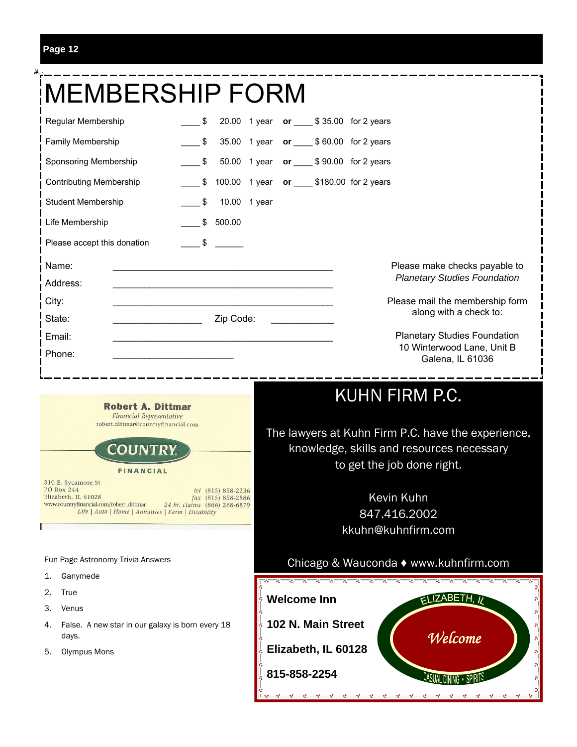# MEMBERSHIP FORM

| | | | | |
|---|---|---|---|---|
| Regular Membership | ____ $ 20.00 | 1 year | **or** ____ $ 35.00 | for 2 years |
| Family Membership | ____ $ 35.00 | 1 year | **or** ____ $ 60.00 | for 2 years |
| Sponsoring Membership | ____ $ 50.00 | 1 year | **or** ____ $ 90.00 | for 2 years |
| Contributing Membership | ____ $ 100.00 | 1 year | **or** ____ $180.00 | for 2 years |
| Student Membership | ____ $ 10.00 | 1 year | | |
| Life Membership | ____ $ 500.00 | | | |
| Please accept this donation | ____ $ ______ | | | |

Name: ______________________________________________

Address: ______________________________________________

City: ______________________________________________

State: __________________ Zip Code: _____________

Email: ______________________________________________

Phone: _________________________

Please make checks payable to *Planetary Studies Foundation*

Please mail the membership form along with a check to:

Planetary Studies Foundation
10 Winterwood Lane, Unit B
Galena, IL 61036

**Robert A. Dittmar**
*Financial Representative*
robert.dittmar@countryfinancial.com

COUNTRY FINANCIAL

310 E. Sycamore St
PO Box 244
Elizabeth, IL 61028
www.countryfinancial.com/robert.dittmar

*tel* (815) 858-2236
*fax* (815) 858-2886
*24 hr. claims* (866) 268-6879

*Life | Auto | Home | Annuities | Farm | Disability*

Fun Page Astronomy Trivia Answers

1. Ganymede
2. True
3. Venus
4. False. A new star in our galaxy is born every 18 days.
5. Olympus Mons

## KUHN FIRM P.C.

The lawyers at Kuhn Firm P.C. have the experience, knowledge, skills and resources necessary to get the job done right.

Kevin Kuhn
847.416.2002
kkuhn@kuhnfirm.com

Chicago & Wauconda ♦ www.kuhnfirm.com

**Welcome Inn**

**102 N. Main Street**

**Elizabeth, IL 60128**

**815-858-2254**

ELIZABETH, IL
*Welcome*
CASUAL DINING • SPIRITS